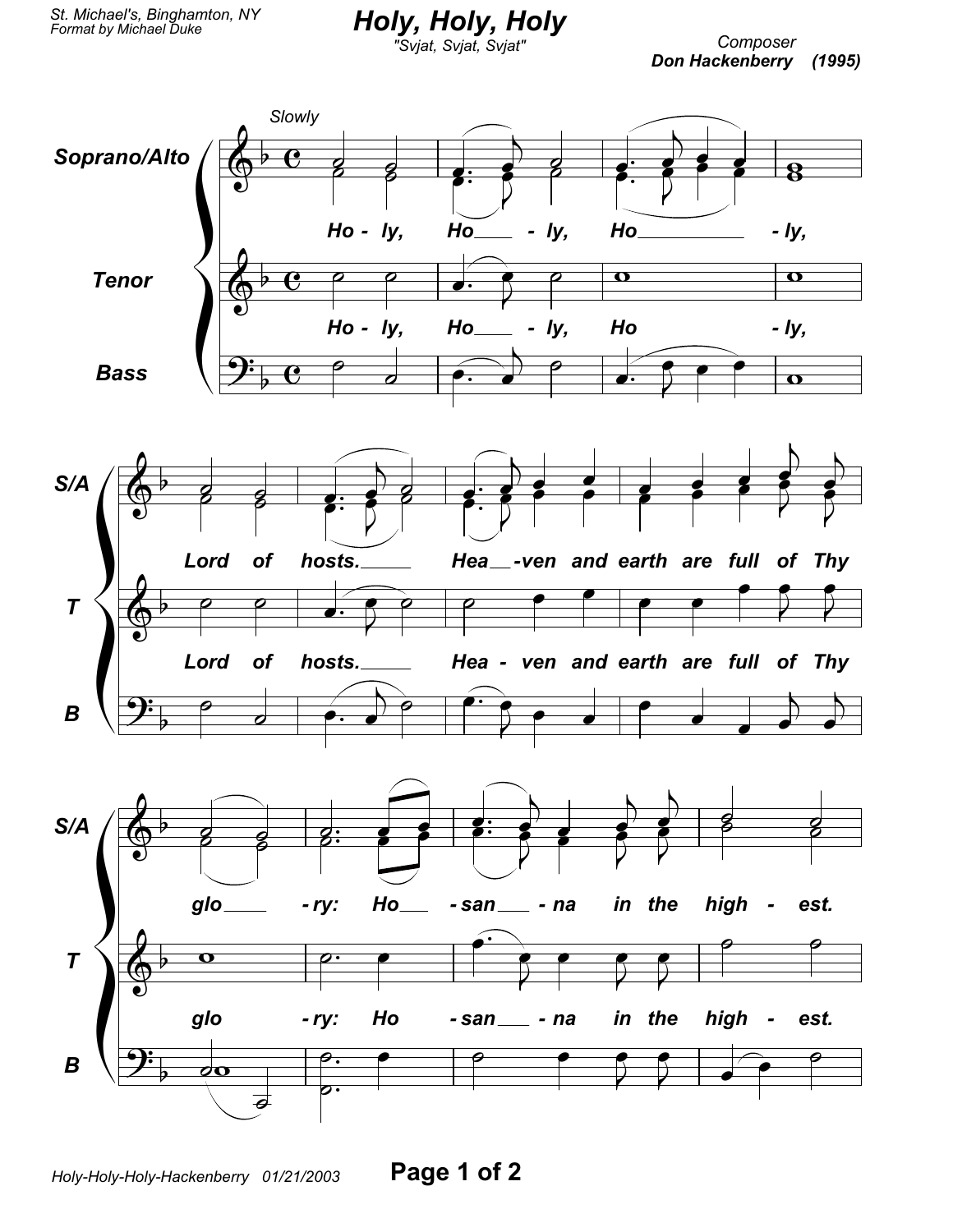St. Michael's, Binghamton, NY
Format by Michael Duke

# Holy, Holy, Holy

"Svjat, Svjat, Svjat"

Composer
**Don Hackenberry (1995)**

*Slowly*

Soprano/Alto
Tenor
Bass

Ho - ly, Ho - ly, Ho - ly,

Lord of hosts. Hea - ven and earth are full of Thy

glo - ry: Ho - san - na in the high - est.

Holy-Holy-Holy-Hackenberry 01/21/2003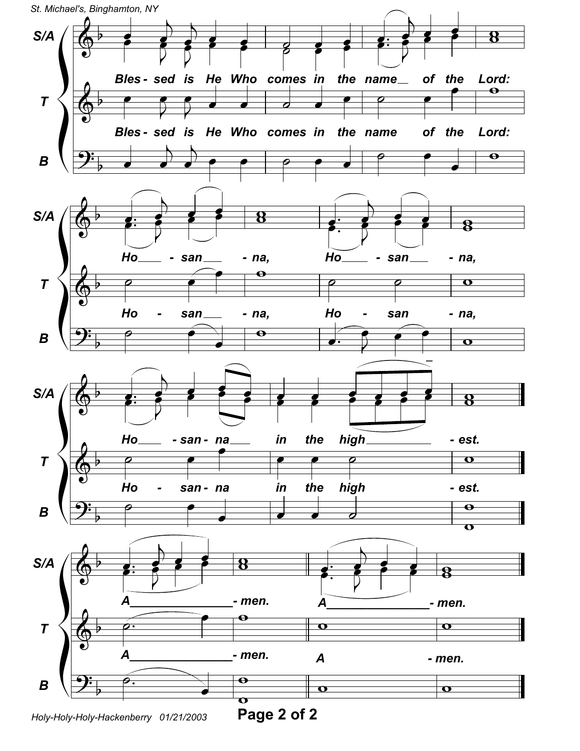St. Michael's, Binghamton, NY

S/A: Bles - sed is He Who comes in the name__ of the Lord:

T: Bles - sed is He Who comes in the name of the Lord:

B

S/A: Ho___ - san___ - na, Ho___ - san___ - na,

T: Ho - san___ - na, Ho - san - na,

B

S/A: Ho___ - san - na___ in the high_________ - est.

T: Ho - san - na in the high - est.

B

S/A: A_______________- men. A_______________- men.

T: A_______________- men. A - men.

B

Holy-Holy-Holy-Hackenberry 01/21/2003